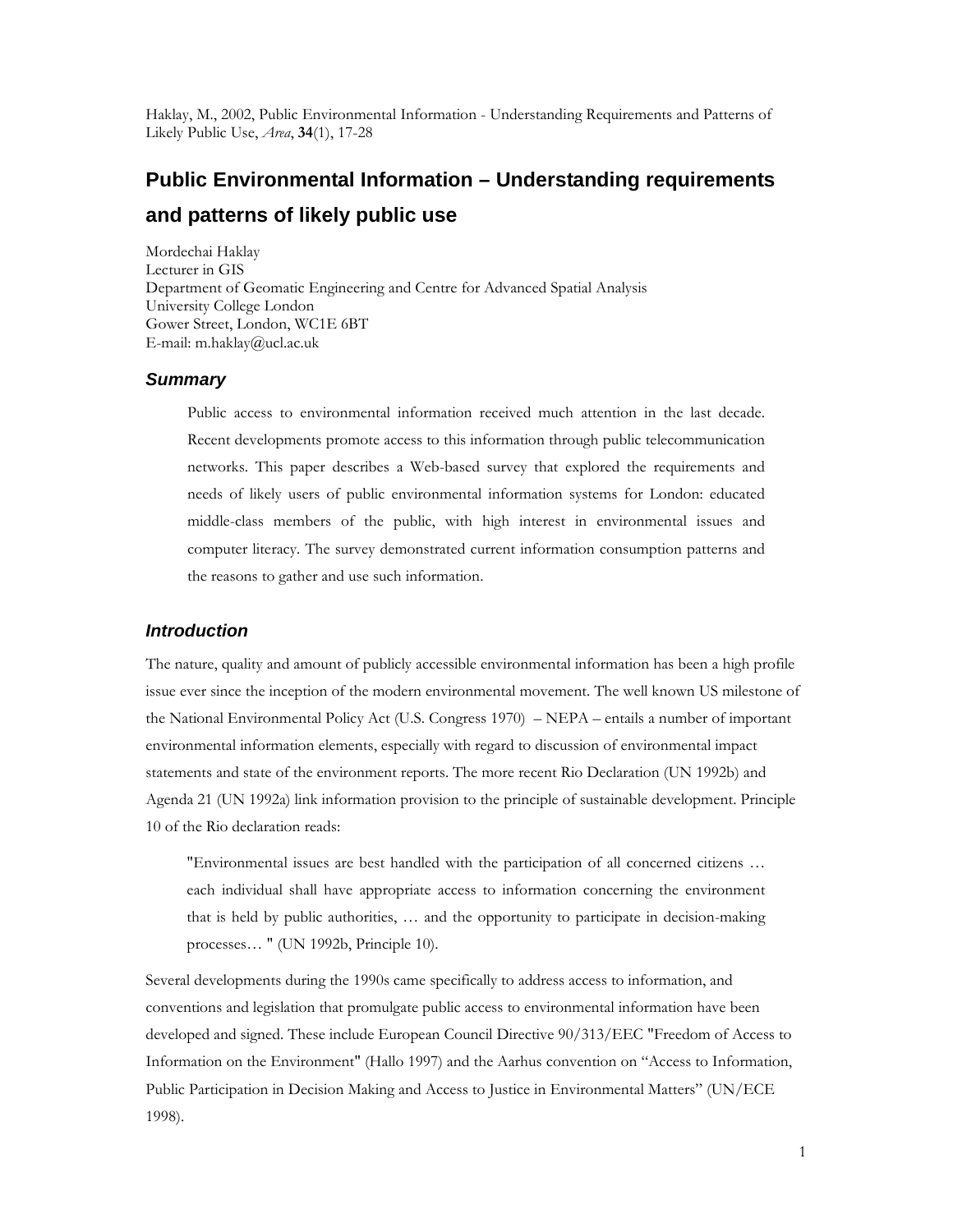Haklay, M., 2002, Public Environmental Information - Understanding Requirements and Patterns of Likely Public Use, *Area*, **34**(1), 17-28

# Public Environmental Information – Understanding requirements and patterns of likely public use

Mordechai Haklay
Lecturer in GIS
Department of Geomatic Engineering and Centre for Advanced Spatial Analysis
University College London
Gower Street, London, WC1E 6BT
E-mail: m.haklay@ucl.ac.uk

## *Summary*

> Public access to environmental information received much attention in the last decade. Recent developments promote access to this information through public telecommunication networks. This paper describes a Web-based survey that explored the requirements and needs of likely users of public environmental information systems for London: educated middle-class members of the public, with high interest in environmental issues and computer literacy. The survey demonstrated current information consumption patterns and the reasons to gather and use such information.

## *Introduction*

The nature, quality and amount of publicly accessible environmental information has been a high profile issue ever since the inception of the modern environmental movement. The well known US milestone of the National Environmental Policy Act (U.S. Congress 1970) – NEPA – entails a number of important environmental information elements, especially with regard to discussion of environmental impact statements and state of the environment reports. The more recent Rio Declaration (UN 1992b) and Agenda 21 (UN 1992a) link information provision to the principle of sustainable development. Principle 10 of the Rio declaration reads:

> "Environmental issues are best handled with the participation of all concerned citizens … each individual shall have appropriate access to information concerning the environment that is held by public authorities, … and the opportunity to participate in decision-making processes… " (UN 1992b, Principle 10).

Several developments during the 1990s came specifically to address access to information, and conventions and legislation that promulgate public access to environmental information have been developed and signed. These include European Council Directive 90/313/EEC "Freedom of Access to Information on the Environment" (Hallo 1997) and the Aarhus convention on "Access to Information, Public Participation in Decision Making and Access to Justice in Environmental Matters" (UN/ECE 1998).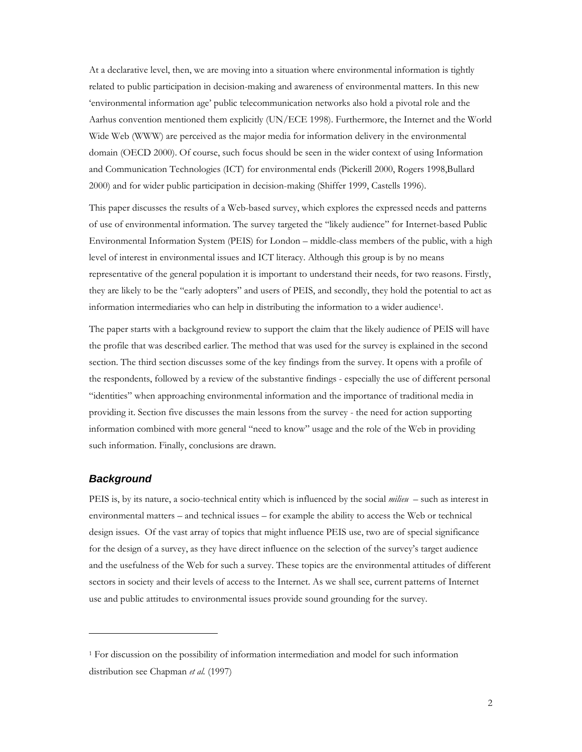At a declarative level, then, we are moving into a situation where environmental information is tightly related to public participation in decision-making and awareness of environmental matters. In this new 'environmental information age' public telecommunication networks also hold a pivotal role and the Aarhus convention mentioned them explicitly (UN/ECE 1998). Furthermore, the Internet and the World Wide Web (WWW) are perceived as the major media for information delivery in the environmental domain (OECD 2000). Of course, such focus should be seen in the wider context of using Information and Communication Technologies (ICT) for environmental ends (Pickerill 2000, Rogers 1998,Bullard 2000) and for wider public participation in decision-making (Shiffer 1999, Castells 1996).

This paper discusses the results of a Web-based survey, which explores the expressed needs and patterns of use of environmental information. The survey targeted the "likely audience" for Internet-based Public Environmental Information System (PEIS) for London – middle-class members of the public, with a high level of interest in environmental issues and ICT literacy. Although this group is by no means representative of the general population it is important to understand their needs, for two reasons. Firstly, they are likely to be the "early adopters" and users of PEIS, and secondly, they hold the potential to act as information intermediaries who can help in distributing the information to a wider audience[1].

The paper starts with a background review to support the claim that the likely audience of PEIS will have the profile that was described earlier. The method that was used for the survey is explained in the second section. The third section discusses some of the key findings from the survey. It opens with a profile of the respondents, followed by a review of the substantive findings - especially the use of different personal "identities" when approaching environmental information and the importance of traditional media in providing it. Section five discusses the main lessons from the survey - the need for action supporting information combined with more general "need to know" usage and the role of the Web in providing such information. Finally, conclusions are drawn.

## *Background*

PEIS is, by its nature, a socio-technical entity which is influenced by the social *milieu* – such as interest in environmental matters – and technical issues – for example the ability to access the Web or technical design issues. Of the vast array of topics that might influence PEIS use, two are of special significance for the design of a survey, as they have direct influence on the selection of the survey's target audience and the usefulness of the Web for such a survey. These topics are the environmental attitudes of different sectors in society and their levels of access to the Internet. As we shall see, current patterns of Internet use and public attitudes to environmental issues provide sound grounding for the survey.

---

[1] For discussion on the possibility of information intermediation and model for such information distribution see Chapman *et al.* (1997)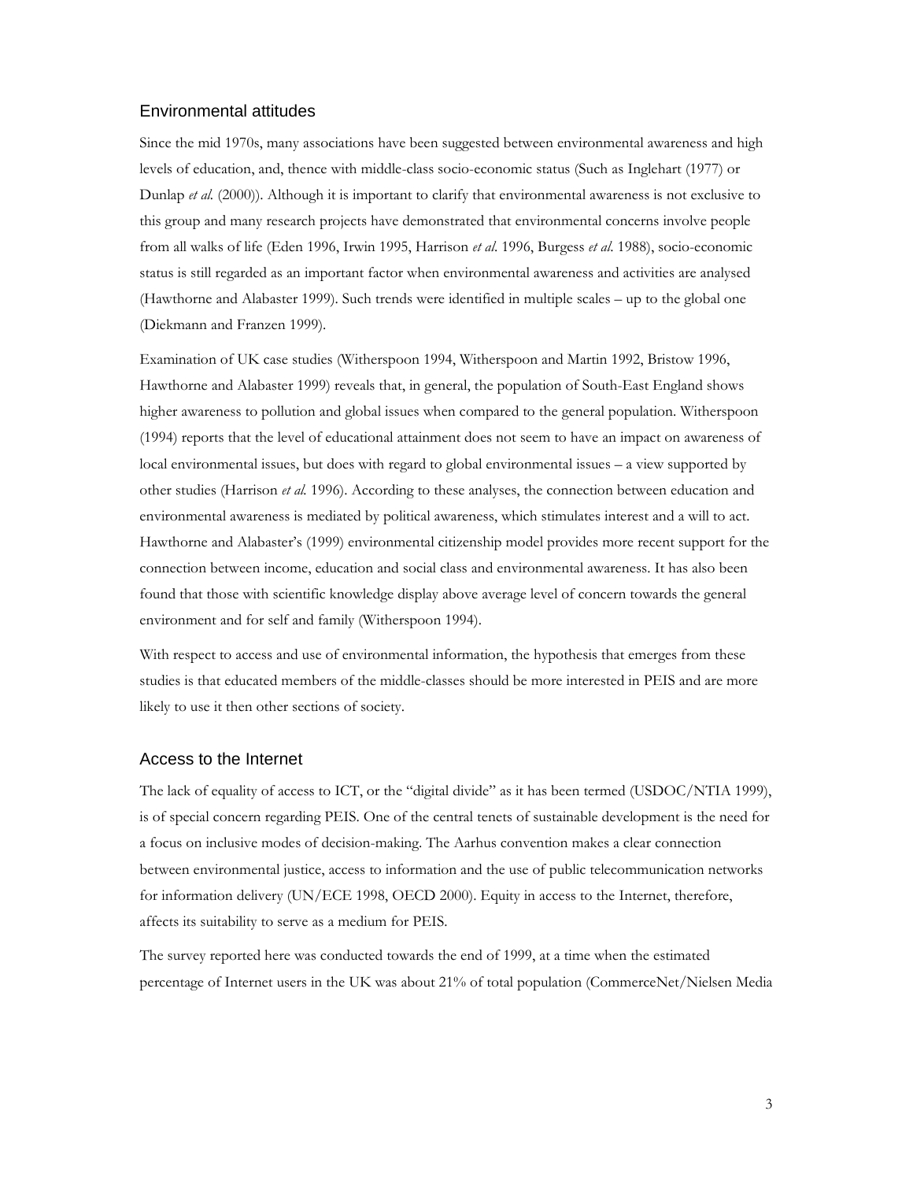## Environmental attitudes

Since the mid 1970s, many associations have been suggested between environmental awareness and high levels of education, and, thence with middle-class socio-economic status (Such as Inglehart (1977) or Dunlap *et al.* (2000)). Although it is important to clarify that environmental awareness is not exclusive to this group and many research projects have demonstrated that environmental concerns involve people from all walks of life (Eden 1996, Irwin 1995, Harrison *et al*. 1996, Burgess *et al*. 1988), socio-economic status is still regarded as an important factor when environmental awareness and activities are analysed (Hawthorne and Alabaster 1999). Such trends were identified in multiple scales – up to the global one (Diekmann and Franzen 1999).

Examination of UK case studies (Witherspoon 1994, Witherspoon and Martin 1992, Bristow 1996, Hawthorne and Alabaster 1999) reveals that, in general, the population of South-East England shows higher awareness to pollution and global issues when compared to the general population. Witherspoon (1994) reports that the level of educational attainment does not seem to have an impact on awareness of local environmental issues, but does with regard to global environmental issues – a view supported by other studies (Harrison *et al.* 1996). According to these analyses, the connection between education and environmental awareness is mediated by political awareness, which stimulates interest and a will to act. Hawthorne and Alabaster's (1999) environmental citizenship model provides more recent support for the connection between income, education and social class and environmental awareness. It has also been found that those with scientific knowledge display above average level of concern towards the general environment and for self and family (Witherspoon 1994).

With respect to access and use of environmental information, the hypothesis that emerges from these studies is that educated members of the middle-classes should be more interested in PEIS and are more likely to use it then other sections of society.

## Access to the Internet

The lack of equality of access to ICT, or the "digital divide" as it has been termed (USDOC/NTIA 1999), is of special concern regarding PEIS. One of the central tenets of sustainable development is the need for a focus on inclusive modes of decision-making. The Aarhus convention makes a clear connection between environmental justice, access to information and the use of public telecommunication networks for information delivery (UN/ECE 1998, OECD 2000). Equity in access to the Internet, therefore, affects its suitability to serve as a medium for PEIS.

The survey reported here was conducted towards the end of 1999, at a time when the estimated percentage of Internet users in the UK was about 21% of total population (CommerceNet/Nielsen Media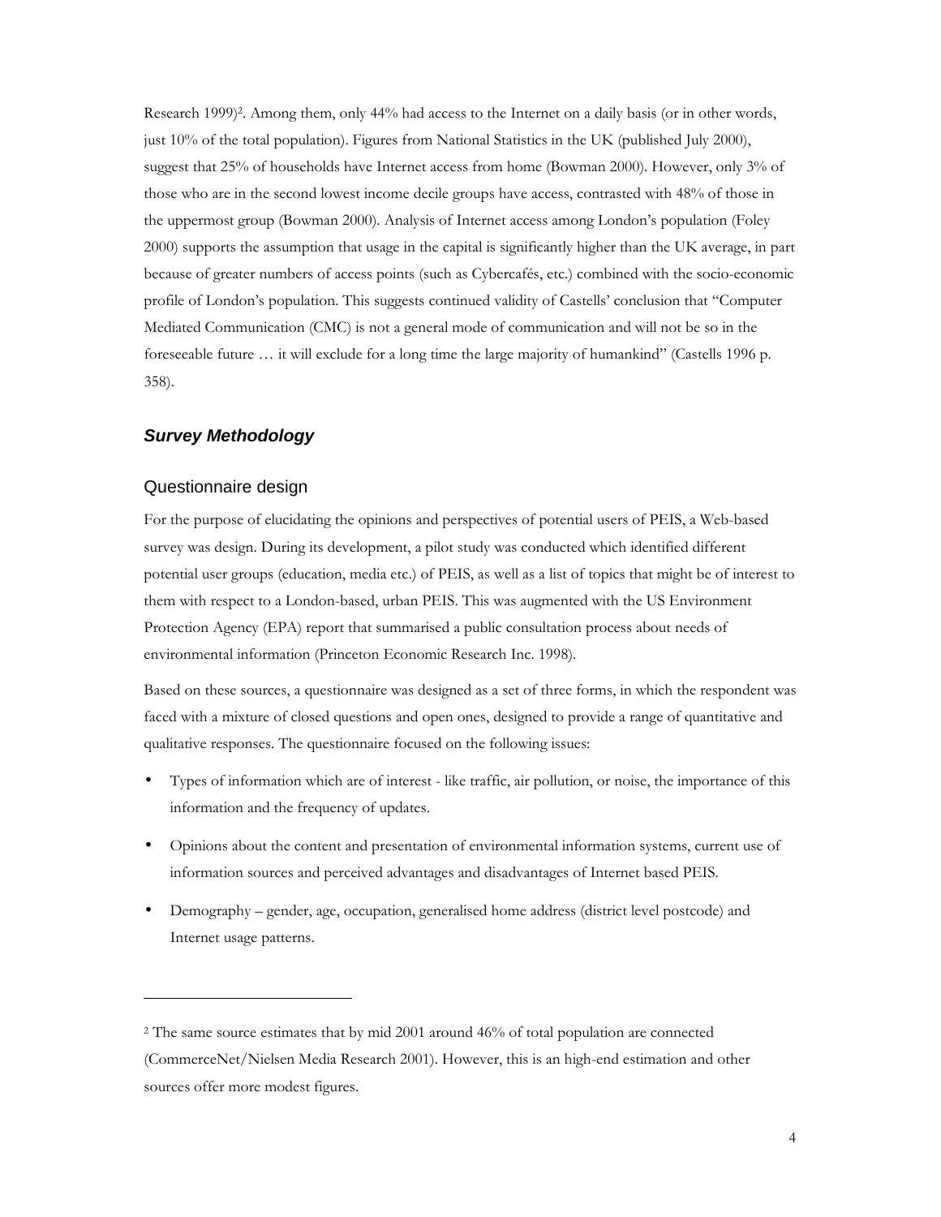Research 1999)[2]. Among them, only 44% had access to the Internet on a daily basis (or in other words, just 10% of the total population). Figures from National Statistics in the UK (published July 2000), suggest that 25% of households have Internet access from home (Bowman 2000). However, only 3% of those who are in the second lowest income decile groups have access, contrasted with 48% of those in the uppermost group (Bowman 2000). Analysis of Internet access among London's population (Foley 2000) supports the assumption that usage in the capital is significantly higher than the UK average, in part because of greater numbers of access points (such as Cybercafés, etc.) combined with the socio-economic profile of London's population. This suggests continued validity of Castells' conclusion that "Computer Mediated Communication (CMC) is not a general mode of communication and will not be so in the foreseeable future … it will exclude for a long time the large majority of humankind" (Castells 1996 p. 358).

## *Survey Methodology*

### Questionnaire design

For the purpose of elucidating the opinions and perspectives of potential users of PEIS, a Web-based survey was design. During its development, a pilot study was conducted which identified different potential user groups (education, media etc.) of PEIS, as well as a list of topics that might be of interest to them with respect to a London-based, urban PEIS. This was augmented with the US Environment Protection Agency (EPA) report that summarised a public consultation process about needs of environmental information (Princeton Economic Research Inc. 1998).

Based on these sources, a questionnaire was designed as a set of three forms, in which the respondent was faced with a mixture of closed questions and open ones, designed to provide a range of quantitative and qualitative responses. The questionnaire focused on the following issues:

- Types of information which are of interest - like traffic, air pollution, or noise, the importance of this information and the frequency of updates.
- Opinions about the content and presentation of environmental information systems, current use of information sources and perceived advantages and disadvantages of Internet based PEIS.
- Demography – gender, age, occupation, generalised home address (district level postcode) and Internet usage patterns.

---

[2] The same source estimates that by mid 2001 around 46% of total population are connected (CommerceNet/Nielsen Media Research 2001). However, this is an high-end estimation and other sources offer more modest figures.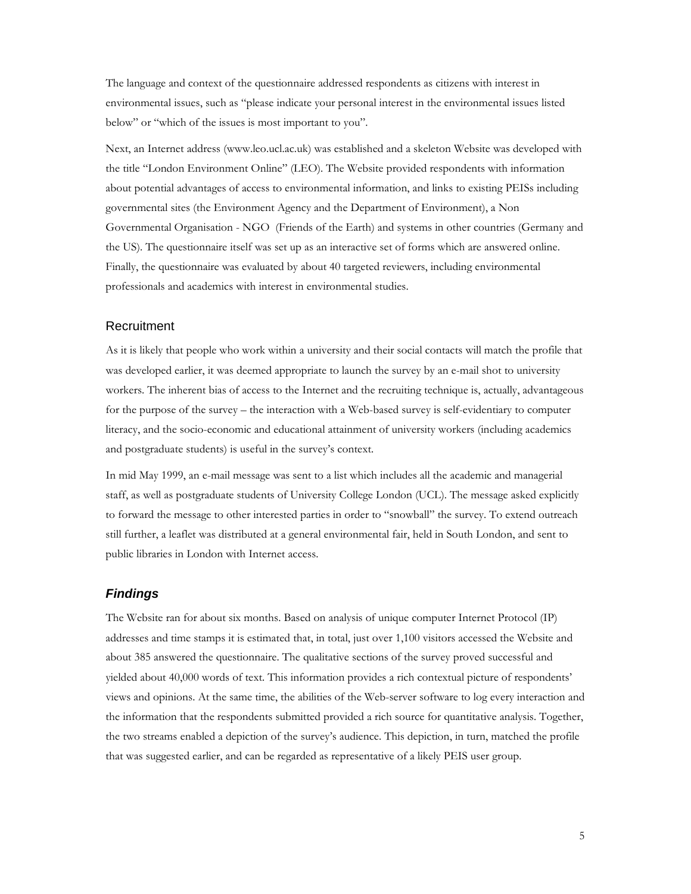The language and context of the questionnaire addressed respondents as citizens with interest in environmental issues, such as "please indicate your personal interest in the environmental issues listed below" or "which of the issues is most important to you".

Next, an Internet address (www.leo.ucl.ac.uk) was established and a skeleton Website was developed with the title "London Environment Online" (LEO). The Website provided respondents with information about potential advantages of access to environmental information, and links to existing PEISs including governmental sites (the Environment Agency and the Department of Environment), a Non Governmental Organisation - NGO (Friends of the Earth) and systems in other countries (Germany and the US). The questionnaire itself was set up as an interactive set of forms which are answered online. Finally, the questionnaire was evaluated by about 40 targeted reviewers, including environmental professionals and academics with interest in environmental studies.

### Recruitment

As it is likely that people who work within a university and their social contacts will match the profile that was developed earlier, it was deemed appropriate to launch the survey by an e-mail shot to university workers. The inherent bias of access to the Internet and the recruiting technique is, actually, advantageous for the purpose of the survey – the interaction with a Web-based survey is self-evidentiary to computer literacy, and the socio-economic and educational attainment of university workers (including academics and postgraduate students) is useful in the survey's context.

In mid May 1999, an e-mail message was sent to a list which includes all the academic and managerial staff, as well as postgraduate students of University College London (UCL). The message asked explicitly to forward the message to other interested parties in order to "snowball" the survey. To extend outreach still further, a leaflet was distributed at a general environmental fair, held in South London, and sent to public libraries in London with Internet access.

## *Findings*

The Website ran for about six months. Based on analysis of unique computer Internet Protocol (IP) addresses and time stamps it is estimated that, in total, just over 1,100 visitors accessed the Website and about 385 answered the questionnaire. The qualitative sections of the survey proved successful and yielded about 40,000 words of text. This information provides a rich contextual picture of respondents' views and opinions. At the same time, the abilities of the Web-server software to log every interaction and the information that the respondents submitted provided a rich source for quantitative analysis. Together, the two streams enabled a depiction of the survey's audience. This depiction, in turn, matched the profile that was suggested earlier, and can be regarded as representative of a likely PEIS user group.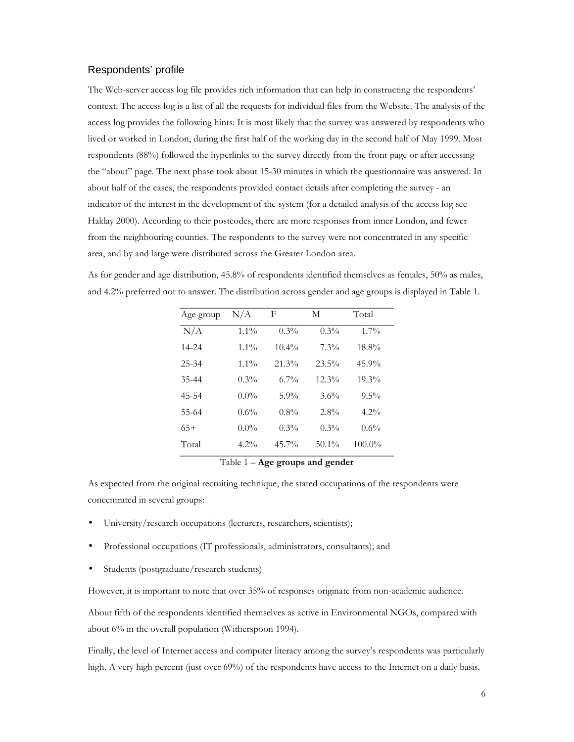## Respondents' profile

The Web-server access log file provides rich information that can help in constructing the respondents' context. The access log is a list of all the requests for individual files from the Website. The analysis of the access log provides the following hints: It is most likely that the survey was answered by respondents who lived or worked in London, during the first half of the working day in the second half of May 1999. Most respondents (88%) followed the hyperlinks to the survey directly from the front page or after accessing the "about" page. The next phase took about 15-30 minutes in which the questionnaire was answered. In about half of the cases, the respondents provided contact details after completing the survey - an indicator of the interest in the development of the system (for a detailed analysis of the access log see Haklay 2000). According to their postcodes, there are more responses from inner London, and fewer from the neighbouring counties. The respondents to the survey were not concentrated in any specific area, and by and large were distributed across the Greater London area.

As for gender and age distribution, 45.8% of respondents identified themselves as females, 50% as males, and 4.2% preferred not to answer. The distribution across gender and age groups is displayed in Table 1.

| Age group | N/A | F | M | Total |
|---|---|---|---|---|
| N/A | 1.1% | 0.3% | 0.3% | 1.7% |
| 14-24 | 1.1% | 10.4% | 7.3% | 18.8% |
| 25-34 | 1.1% | 21.3% | 23.5% | 45.9% |
| 35-44 | 0.3% | 6.7% | 12.3% | 19.3% |
| 45-54 | 0.0% | 5.9% | 3.6% | 9.5% |
| 55-64 | 0.6% | 0.8% | 2.8% | 4.2% |
| 65+ | 0.0% | 0.3% | 0.3% | 0.6% |
| Total | 4.2% | 45.7% | 50.1% | 100.0% |

Table 1 – **Age groups and gender**

As expected from the original recruiting technique, the stated occupations of the respondents were concentrated in several groups:

- University/research occupations (lecturers, researchers, scientists);
- Professional occupations (IT professionals, administrators, consultants); and
- Students (postgraduate/research students)

However, it is important to note that over 35% of responses originate from non-academic audience.

About fifth of the respondents identified themselves as active in Environmental NGOs, compared with about 6% in the overall population (Witherspoon 1994).

Finally, the level of Internet access and computer literacy among the survey's respondents was particularly high. A very high percent (just over 69%) of the respondents have access to the Internet on a daily basis.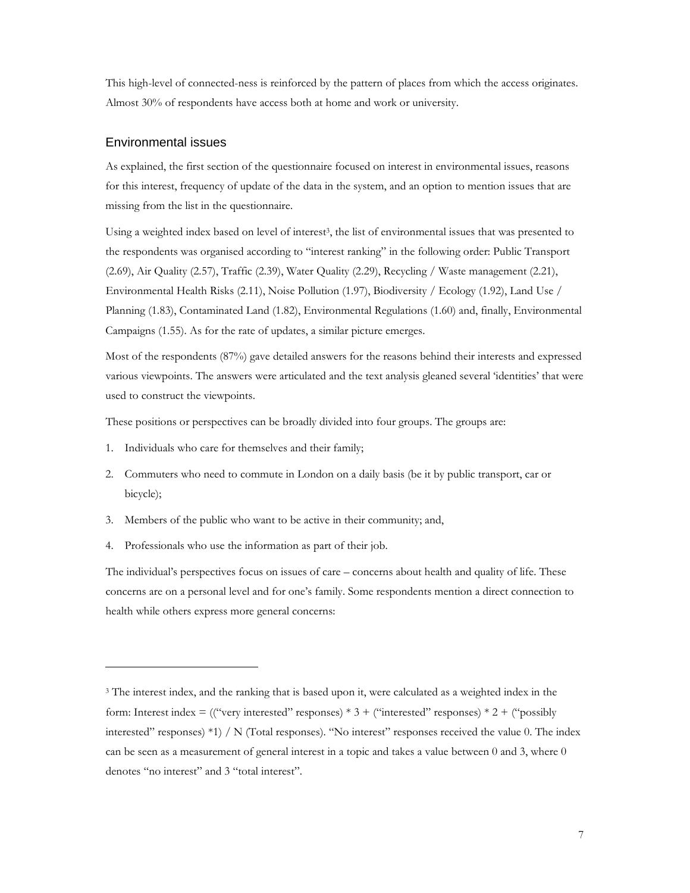This high-level of connected-ness is reinforced by the pattern of places from which the access originates. Almost 30% of respondents have access both at home and work or university.

## Environmental issues

As explained, the first section of the questionnaire focused on interest in environmental issues, reasons for this interest, frequency of update of the data in the system, and an option to mention issues that are missing from the list in the questionnaire.

Using a weighted index based on level of interest[3], the list of environmental issues that was presented to the respondents was organised according to "interest ranking" in the following order: Public Transport (2.69), Air Quality (2.57), Traffic (2.39), Water Quality (2.29), Recycling / Waste management (2.21), Environmental Health Risks (2.11), Noise Pollution (1.97), Biodiversity / Ecology (1.92), Land Use / Planning (1.83), Contaminated Land (1.82), Environmental Regulations (1.60) and, finally, Environmental Campaigns (1.55). As for the rate of updates, a similar picture emerges.

Most of the respondents (87%) gave detailed answers for the reasons behind their interests and expressed various viewpoints. The answers were articulated and the text analysis gleaned several 'identities' that were used to construct the viewpoints.

These positions or perspectives can be broadly divided into four groups. The groups are:

1. Individuals who care for themselves and their family;
2. Commuters who need to commute in London on a daily basis (be it by public transport, car or bicycle);
3. Members of the public who want to be active in their community; and,
4. Professionals who use the information as part of their job.

The individual's perspectives focus on issues of care – concerns about health and quality of life. These concerns are on a personal level and for one's family. Some respondents mention a direct connection to health while others express more general concerns:

---

[3] The interest index, and the ranking that is based upon it, were calculated as a weighted index in the form: Interest index = (("very interested" responses) * 3 + ("interested" responses) * 2 + ("possibly interested" responses) *1) / N (Total responses). "No interest" responses received the value 0. The index can be seen as a measurement of general interest in a topic and takes a value between 0 and 3, where 0 denotes "no interest" and 3 "total interest".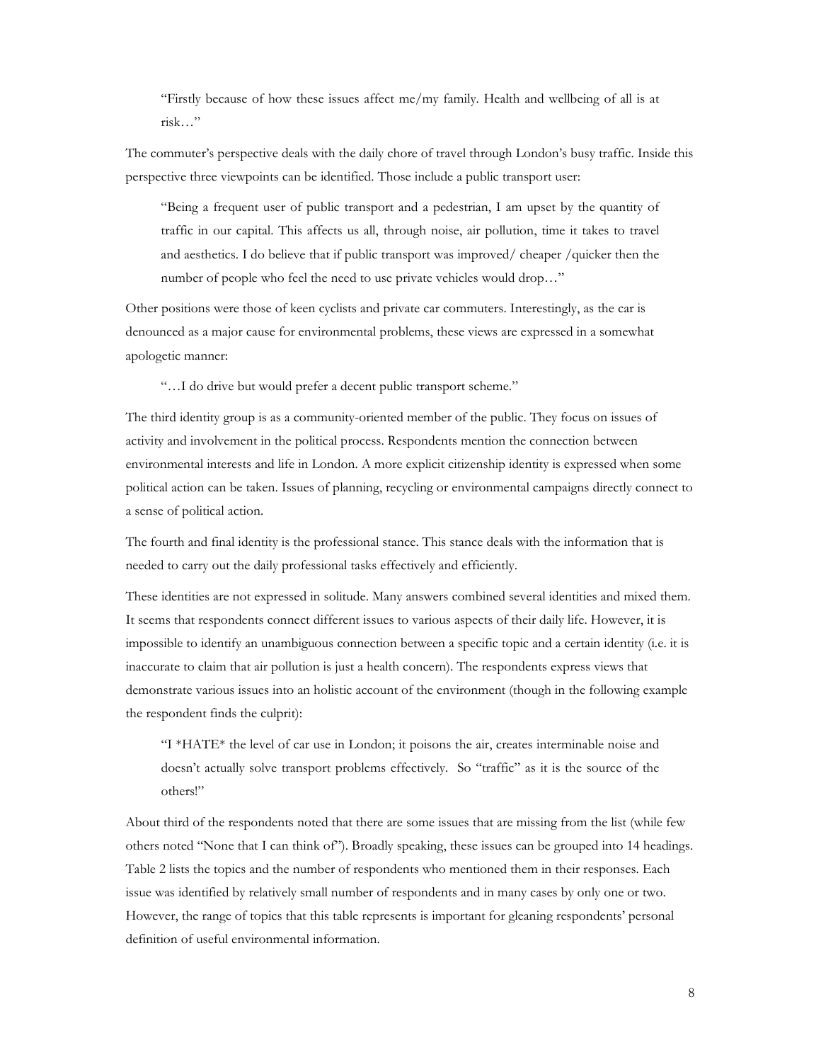> "Firstly because of how these issues affect me/my family. Health and wellbeing of all is at risk…"

The commuter's perspective deals with the daily chore of travel through London's busy traffic. Inside this perspective three viewpoints can be identified. Those include a public transport user:

> "Being a frequent user of public transport and a pedestrian, I am upset by the quantity of traffic in our capital. This affects us all, through noise, air pollution, time it takes to travel and aesthetics. I do believe that if public transport was improved/ cheaper /quicker then the number of people who feel the need to use private vehicles would drop…"

Other positions were those of keen cyclists and private car commuters. Interestingly, as the car is denounced as a major cause for environmental problems, these views are expressed in a somewhat apologetic manner:

> "…I do drive but would prefer a decent public transport scheme."

The third identity group is as a community-oriented member of the public. They focus on issues of activity and involvement in the political process. Respondents mention the connection between environmental interests and life in London. A more explicit citizenship identity is expressed when some political action can be taken. Issues of planning, recycling or environmental campaigns directly connect to a sense of political action.

The fourth and final identity is the professional stance. This stance deals with the information that is needed to carry out the daily professional tasks effectively and efficiently.

These identities are not expressed in solitude. Many answers combined several identities and mixed them. It seems that respondents connect different issues to various aspects of their daily life. However, it is impossible to identify an unambiguous connection between a specific topic and a certain identity (i.e. it is inaccurate to claim that air pollution is just a health concern). The respondents express views that demonstrate various issues into an holistic account of the environment (though in the following example the respondent finds the culprit):

> "I *HATE* the level of car use in London; it poisons the air, creates interminable noise and doesn't actually solve transport problems effectively. So "traffic" as it is the source of the others!"

About third of the respondents noted that there are some issues that are missing from the list (while few others noted "None that I can think of"). Broadly speaking, these issues can be grouped into 14 headings. Table 2 lists the topics and the number of respondents who mentioned them in their responses. Each issue was identified by relatively small number of respondents and in many cases by only one or two. However, the range of topics that this table represents is important for gleaning respondents' personal definition of useful environmental information.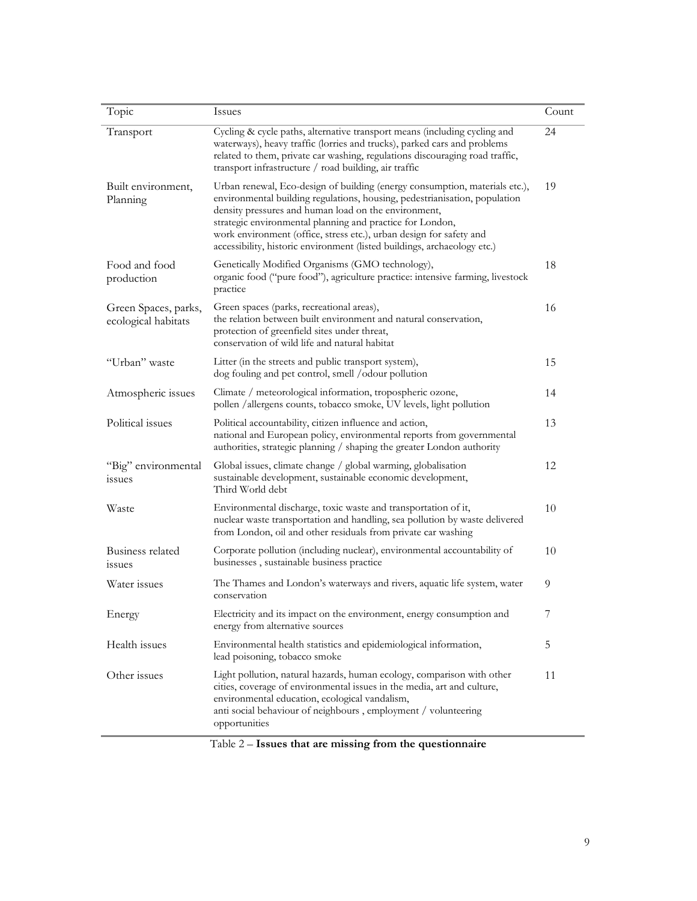| Topic | Issues | Count |
|---|---|---|
| Transport | Cycling & cycle paths, alternative transport means (including cycling and waterways), heavy traffic (lorries and trucks), parked cars and problems related to them, private car washing, regulations discouraging road traffic, transport infrastructure / road building, air traffic | 24 |
| Built environment, Planning | Urban renewal, Eco-design of building (energy consumption, materials etc.), environmental building regulations, housing, pedestrianisation, population density pressures and human load on the environment, strategic environmental planning and practice for London, work environment (office, stress etc.), urban design for safety and accessibility, historic environment (listed buildings, archaeology etc.) | 19 |
| Food and food production | Genetically Modified Organisms (GMO technology), organic food ("pure food"), agriculture practice: intensive farming, livestock practice | 18 |
| Green Spaces, parks, ecological habitats | Green spaces (parks, recreational areas), the relation between built environment and natural conservation, protection of greenfield sites under threat, conservation of wild life and natural habitat | 16 |
| "Urban" waste | Litter (in the streets and public transport system), dog fouling and pet control, smell /odour pollution | 15 |
| Atmospheric issues | Climate / meteorological information, tropospheric ozone, pollen /allergens counts, tobacco smoke, UV levels, light pollution | 14 |
| Political issues | Political accountability, citizen influence and action, national and European policy, environmental reports from governmental authorities, strategic planning / shaping the greater London authority | 13 |
| "Big" environmental issues | Global issues, climate change / global warming, globalisation sustainable development, sustainable economic development, Third World debt | 12 |
| Waste | Environmental discharge, toxic waste and transportation of it, nuclear waste transportation and handling, sea pollution by waste delivered from London, oil and other residuals from private car washing | 10 |
| Business related issues | Corporate pollution (including nuclear), environmental accountability of businesses , sustainable business practice | 10 |
| Water issues | The Thames and London's waterways and rivers, aquatic life system, water conservation | 9 |
| Energy | Electricity and its impact on the environment, energy consumption and energy from alternative sources | 7 |
| Health issues | Environmental health statistics and epidemiological information, lead poisoning, tobacco smoke | 5 |
| Other issues | Light pollution, natural hazards, human ecology, comparison with other cities, coverage of environmental issues in the media, art and culture, environmental education, ecological vandalism, anti social behaviour of neighbours , employment / volunteering opportunities | 11 |

Table 2 – **Issues that are missing from the questionnaire**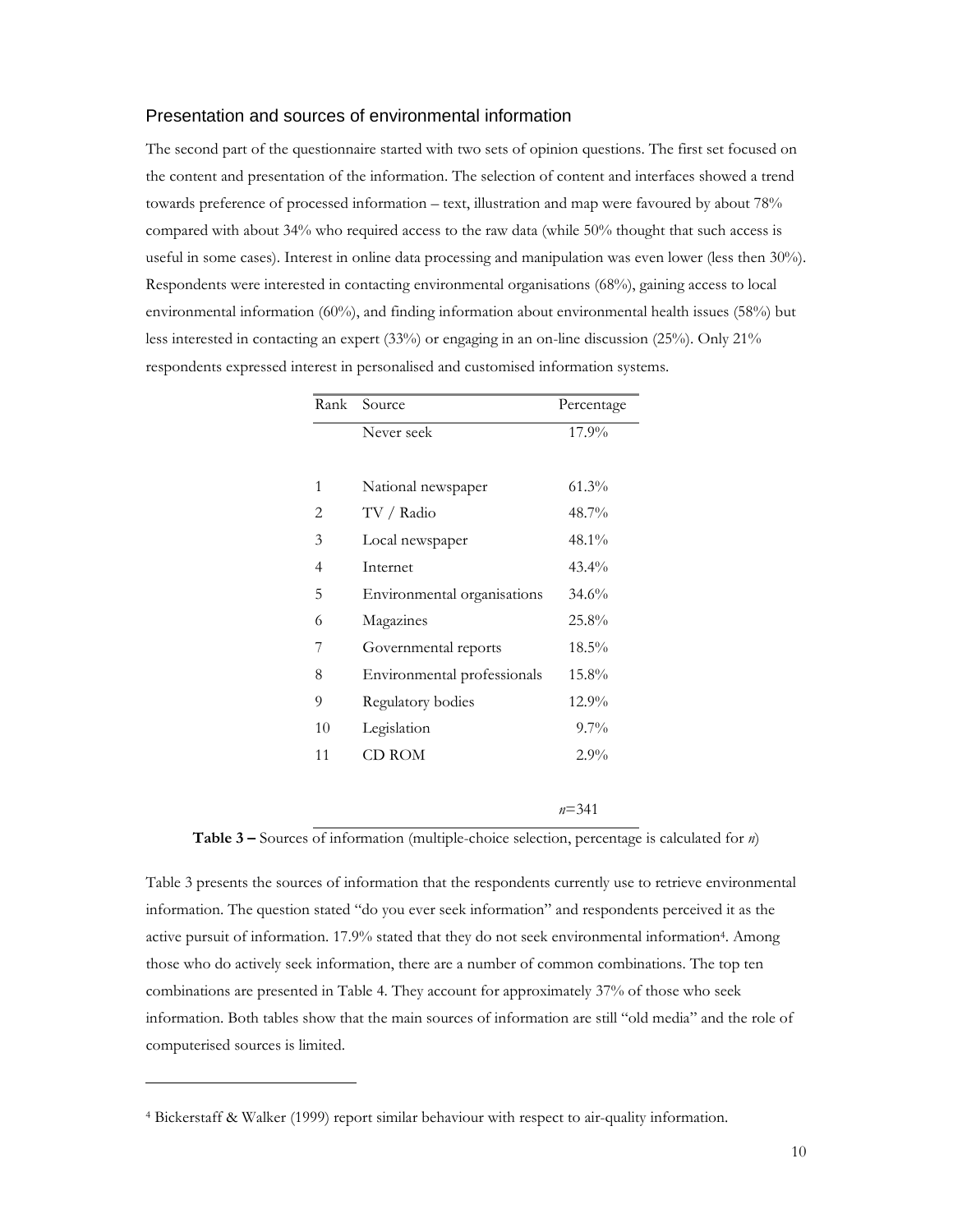## Presentation and sources of environmental information

The second part of the questionnaire started with two sets of opinion questions. The first set focused on the content and presentation of the information. The selection of content and interfaces showed a trend towards preference of processed information – text, illustration and map were favoured by about 78% compared with about 34% who required access to the raw data (while 50% thought that such access is useful in some cases). Interest in online data processing and manipulation was even lower (less then 30%). Respondents were interested in contacting environmental organisations (68%), gaining access to local environmental information (60%), and finding information about environmental health issues (58%) but less interested in contacting an expert (33%) or engaging in an on-line discussion (25%). Only 21% respondents expressed interest in personalised and customised information systems.

| Rank | Source | Percentage |
|---|---|---|
| | Never seek | 17.9% |
| 1 | National newspaper | 61.3% |
| 2 | TV / Radio | 48.7% |
| 3 | Local newspaper | 48.1% |
| 4 | Internet | 43.4% |
| 5 | Environmental organisations | 34.6% |
| 6 | Magazines | 25.8% |
| 7 | Governmental reports | 18.5% |
| 8 | Environmental professionals | 15.8% |
| 9 | Regulatory bodies | 12.9% |
| 10 | Legislation | 9.7% |
| 11 | CD ROM | 2.9% |
| | | $n$=341 |

**Table 3 –** Sources of information (multiple-choice selection, percentage is calculated for $n$)

Table 3 presents the sources of information that the respondents currently use to retrieve environmental information. The question stated "do you ever seek information" and respondents perceived it as the active pursuit of information. 17.9% stated that they do not seek environmental information[4]. Among those who do actively seek information, there are a number of common combinations. The top ten combinations are presented in Table 4. They account for approximately 37% of those who seek information. Both tables show that the main sources of information are still "old media" and the role of computerised sources is limited.

[4] Bickerstaff & Walker (1999) report similar behaviour with respect to air-quality information.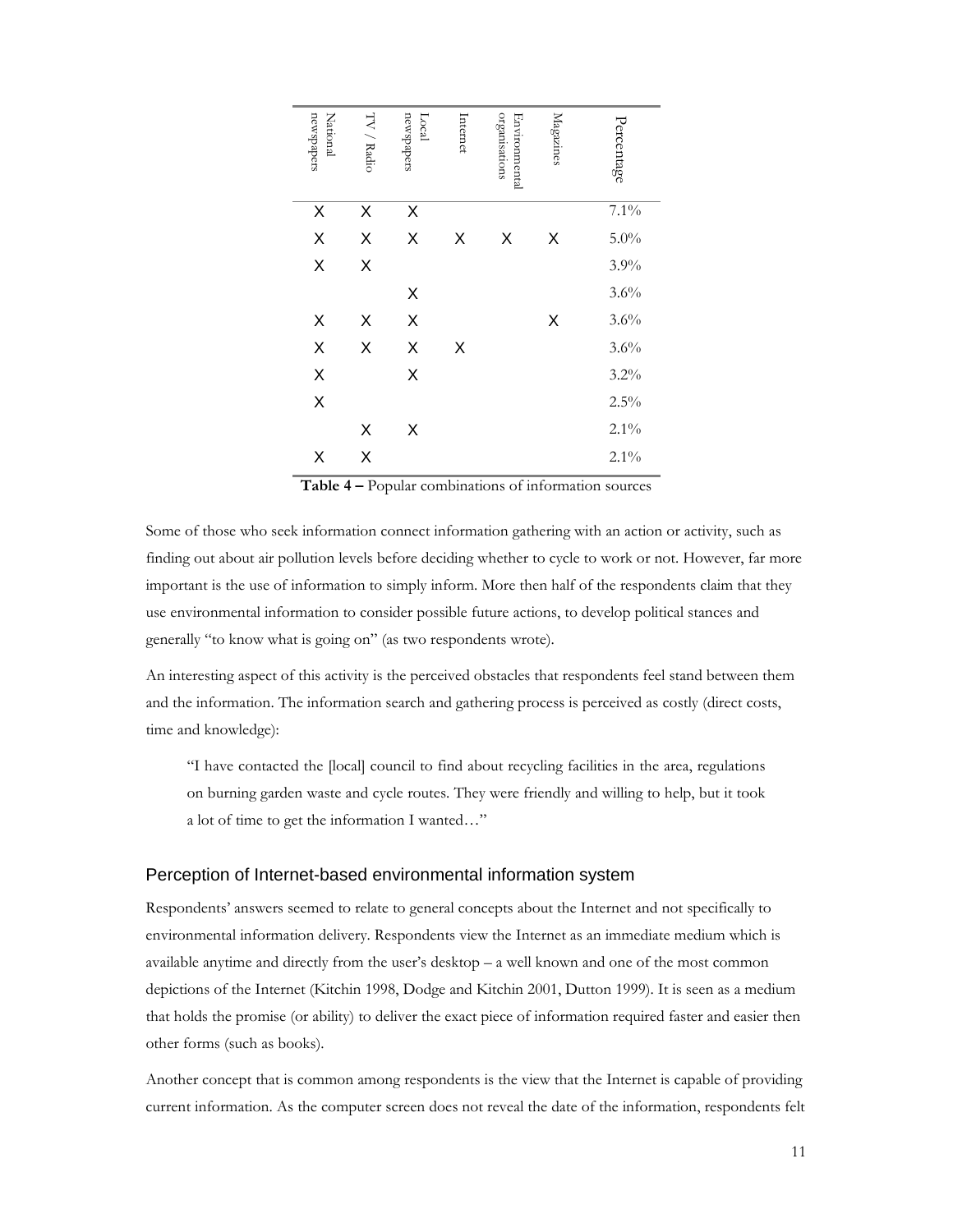| National newspapers | TV / Radio | Local newspapers | Internet | Environmental organisations | Magazines | Percentage |
|---|---|---|---|---|---|---|
| X | X | X | | | | 7.1% |
| X | X | X | X | X | X | 5.0% |
| X | X | | | | | 3.9% |
| | | X | | | | 3.6% |
| X | X | X | | | X | 3.6% |
| X | X | X | X | | | 3.6% |
| X | | X | | | | 3.2% |
| X | | | | | | 2.5% |
| | X | X | | | | 2.1% |
| X | X | | | | | 2.1% |

**Table 4 –** Popular combinations of information sources

Some of those who seek information connect information gathering with an action or activity, such as finding out about air pollution levels before deciding whether to cycle to work or not. However, far more important is the use of information to simply inform. More then half of the respondents claim that they use environmental information to consider possible future actions, to develop political stances and generally "to know what is going on" (as two respondents wrote).

An interesting aspect of this activity is the perceived obstacles that respondents feel stand between them and the information. The information search and gathering process is perceived as costly (direct costs, time and knowledge):

> "I have contacted the [local] council to find about recycling facilities in the area, regulations on burning garden waste and cycle routes. They were friendly and willing to help, but it took a lot of time to get the information I wanted…"

## Perception of Internet-based environmental information system

Respondents' answers seemed to relate to general concepts about the Internet and not specifically to environmental information delivery. Respondents view the Internet as an immediate medium which is available anytime and directly from the user's desktop – a well known and one of the most common depictions of the Internet (Kitchin 1998, Dodge and Kitchin 2001, Dutton 1999). It is seen as a medium that holds the promise (or ability) to deliver the exact piece of information required faster and easier then other forms (such as books).

Another concept that is common among respondents is the view that the Internet is capable of providing current information. As the computer screen does not reveal the date of the information, respondents felt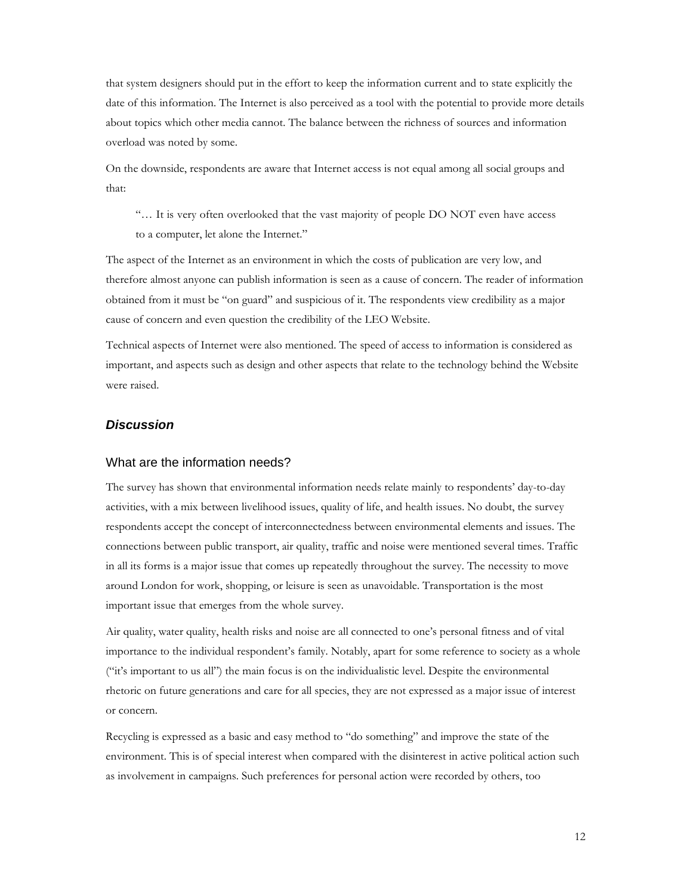that system designers should put in the effort to keep the information current and to state explicitly the date of this information. The Internet is also perceived as a tool with the potential to provide more details about topics which other media cannot. The balance between the richness of sources and information overload was noted by some.

On the downside, respondents are aware that Internet access is not equal among all social groups and that:

> "… It is very often overlooked that the vast majority of people DO NOT even have access to a computer, let alone the Internet."

The aspect of the Internet as an environment in which the costs of publication are very low, and therefore almost anyone can publish information is seen as a cause of concern. The reader of information obtained from it must be "on guard" and suspicious of it. The respondents view credibility as a major cause of concern and even question the credibility of the LEO Website.

Technical aspects of Internet were also mentioned. The speed of access to information is considered as important, and aspects such as design and other aspects that relate to the technology behind the Website were raised.

## *Discussion*

### What are the information needs?

The survey has shown that environmental information needs relate mainly to respondents' day-to-day activities, with a mix between livelihood issues, quality of life, and health issues. No doubt, the survey respondents accept the concept of interconnectedness between environmental elements and issues. The connections between public transport, air quality, traffic and noise were mentioned several times. Traffic in all its forms is a major issue that comes up repeatedly throughout the survey. The necessity to move around London for work, shopping, or leisure is seen as unavoidable. Transportation is the most important issue that emerges from the whole survey.

Air quality, water quality, health risks and noise are all connected to one's personal fitness and of vital importance to the individual respondent's family. Notably, apart for some reference to society as a whole ("it's important to us all") the main focus is on the individualistic level. Despite the environmental rhetoric on future generations and care for all species, they are not expressed as a major issue of interest or concern.

Recycling is expressed as a basic and easy method to "do something" and improve the state of the environment. This is of special interest when compared with the disinterest in active political action such as involvement in campaigns. Such preferences for personal action were recorded by others, too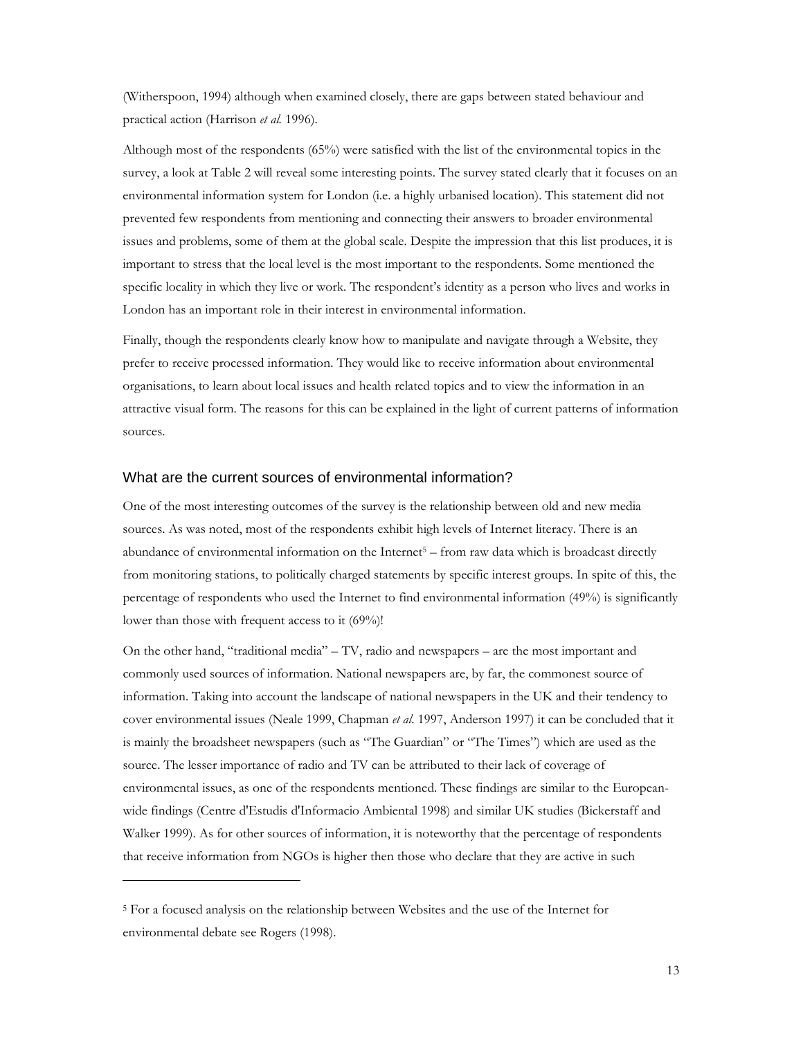(Witherspoon, 1994) although when examined closely, there are gaps between stated behaviour and practical action (Harrison *et al.* 1996).

Although most of the respondents (65%) were satisfied with the list of the environmental topics in the survey, a look at Table 2 will reveal some interesting points. The survey stated clearly that it focuses on an environmental information system for London (i.e. a highly urbanised location). This statement did not prevented few respondents from mentioning and connecting their answers to broader environmental issues and problems, some of them at the global scale. Despite the impression that this list produces, it is important to stress that the local level is the most important to the respondents. Some mentioned the specific locality in which they live or work. The respondent's identity as a person who lives and works in London has an important role in their interest in environmental information.

Finally, though the respondents clearly know how to manipulate and navigate through a Website, they prefer to receive processed information. They would like to receive information about environmental organisations, to learn about local issues and health related topics and to view the information in an attractive visual form. The reasons for this can be explained in the light of current patterns of information sources.

## What are the current sources of environmental information?

One of the most interesting outcomes of the survey is the relationship between old and new media sources. As was noted, most of the respondents exhibit high levels of Internet literacy. There is an abundance of environmental information on the Internet[5] – from raw data which is broadcast directly from monitoring stations, to politically charged statements by specific interest groups. In spite of this, the percentage of respondents who used the Internet to find environmental information (49%) is significantly lower than those with frequent access to it (69%)!

On the other hand, "traditional media" – TV, radio and newspapers – are the most important and commonly used sources of information. National newspapers are, by far, the commonest source of information. Taking into account the landscape of national newspapers in the UK and their tendency to cover environmental issues (Neale 1999, Chapman *et al.* 1997, Anderson 1997) it can be concluded that it is mainly the broadsheet newspapers (such as "The Guardian" or "The Times") which are used as the source. The lesser importance of radio and TV can be attributed to their lack of coverage of environmental issues, as one of the respondents mentioned. These findings are similar to the European-wide findings (Centre d'Estudis d'Informacio Ambiental 1998) and similar UK studies (Bickerstaff and Walker 1999). As for other sources of information, it is noteworthy that the percentage of respondents that receive information from NGOs is higher then those who declare that they are active in such

---

[5] For a focused analysis on the relationship between Websites and the use of the Internet for environmental debate see Rogers (1998).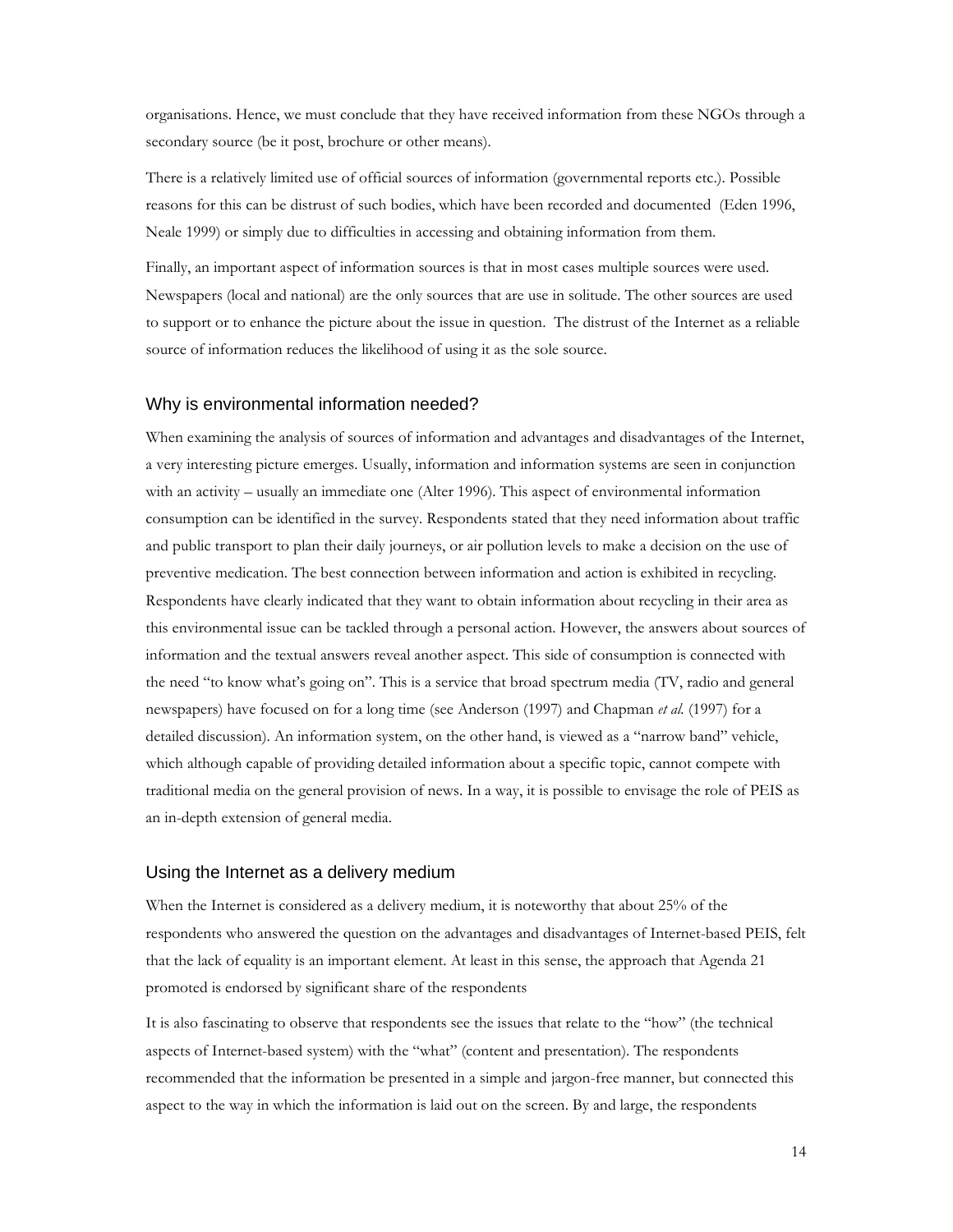organisations. Hence, we must conclude that they have received information from these NGOs through a secondary source (be it post, brochure or other means).

There is a relatively limited use of official sources of information (governmental reports etc.). Possible reasons for this can be distrust of such bodies, which have been recorded and documented (Eden 1996, Neale 1999) or simply due to difficulties in accessing and obtaining information from them.

Finally, an important aspect of information sources is that in most cases multiple sources were used. Newspapers (local and national) are the only sources that are use in solitude. The other sources are used to support or to enhance the picture about the issue in question. The distrust of the Internet as a reliable source of information reduces the likelihood of using it as the sole source.

## Why is environmental information needed?

When examining the analysis of sources of information and advantages and disadvantages of the Internet, a very interesting picture emerges. Usually, information and information systems are seen in conjunction with an activity – usually an immediate one (Alter 1996). This aspect of environmental information consumption can be identified in the survey. Respondents stated that they need information about traffic and public transport to plan their daily journeys, or air pollution levels to make a decision on the use of preventive medication. The best connection between information and action is exhibited in recycling. Respondents have clearly indicated that they want to obtain information about recycling in their area as this environmental issue can be tackled through a personal action. However, the answers about sources of information and the textual answers reveal another aspect. This side of consumption is connected with the need "to know what's going on". This is a service that broad spectrum media (TV, radio and general newspapers) have focused on for a long time (see Anderson (1997) and Chapman *et al.* (1997) for a detailed discussion). An information system, on the other hand, is viewed as a "narrow band" vehicle, which although capable of providing detailed information about a specific topic, cannot compete with traditional media on the general provision of news. In a way, it is possible to envisage the role of PEIS as an in-depth extension of general media.

## Using the Internet as a delivery medium

When the Internet is considered as a delivery medium, it is noteworthy that about 25% of the respondents who answered the question on the advantages and disadvantages of Internet-based PEIS, felt that the lack of equality is an important element. At least in this sense, the approach that Agenda 21 promoted is endorsed by significant share of the respondents

It is also fascinating to observe that respondents see the issues that relate to the "how" (the technical aspects of Internet-based system) with the "what" (content and presentation). The respondents recommended that the information be presented in a simple and jargon-free manner, but connected this aspect to the way in which the information is laid out on the screen. By and large, the respondents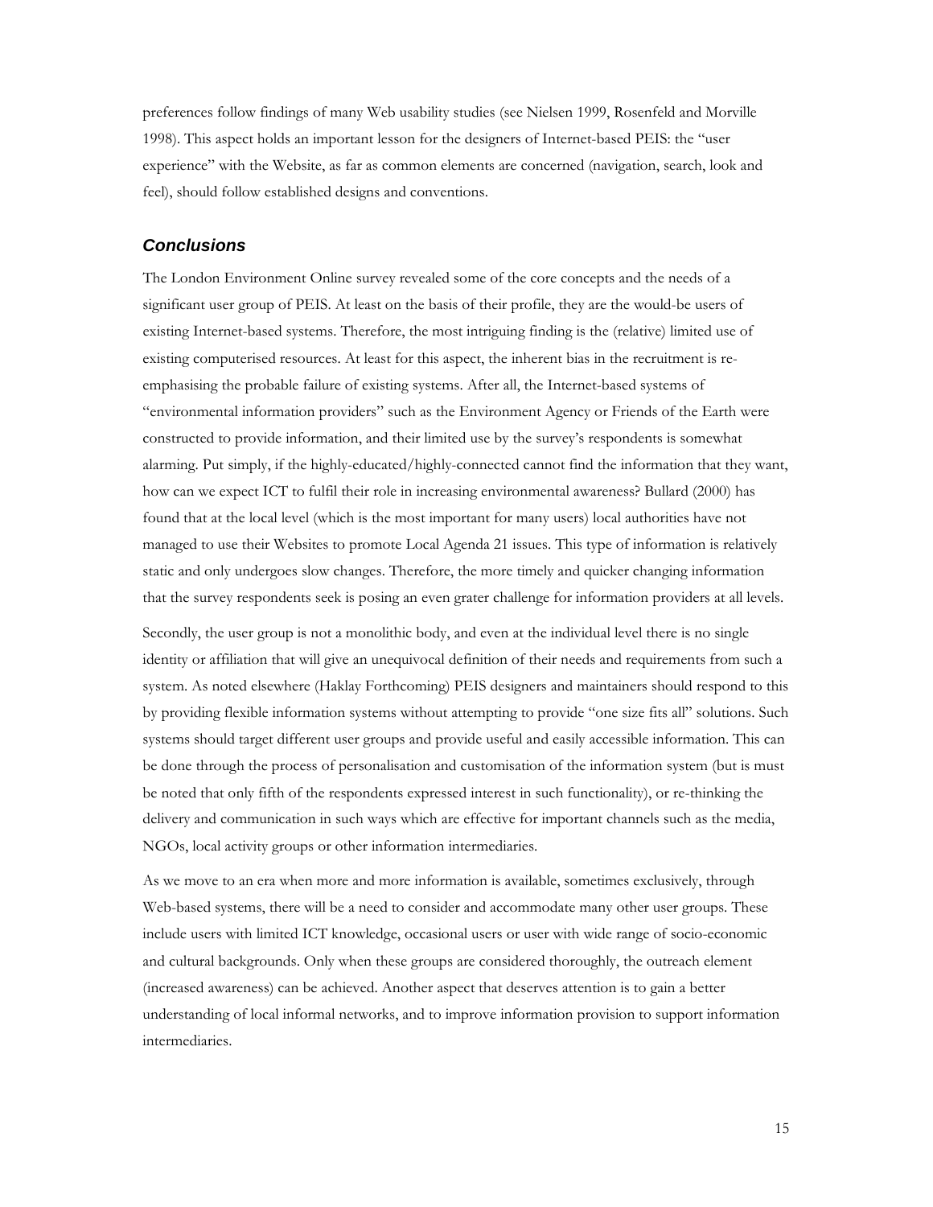preferences follow findings of many Web usability studies (see Nielsen 1999, Rosenfeld and Morville 1998). This aspect holds an important lesson for the designers of Internet-based PEIS: the "user experience" with the Website, as far as common elements are concerned (navigation, search, look and feel), should follow established designs and conventions.

## *Conclusions*

The London Environment Online survey revealed some of the core concepts and the needs of a significant user group of PEIS. At least on the basis of their profile, they are the would-be users of existing Internet-based systems. Therefore, the most intriguing finding is the (relative) limited use of existing computerised resources. At least for this aspect, the inherent bias in the recruitment is re-emphasising the probable failure of existing systems. After all, the Internet-based systems of "environmental information providers" such as the Environment Agency or Friends of the Earth were constructed to provide information, and their limited use by the survey's respondents is somewhat alarming. Put simply, if the highly-educated/highly-connected cannot find the information that they want, how can we expect ICT to fulfil their role in increasing environmental awareness? Bullard (2000) has found that at the local level (which is the most important for many users) local authorities have not managed to use their Websites to promote Local Agenda 21 issues. This type of information is relatively static and only undergoes slow changes. Therefore, the more timely and quicker changing information that the survey respondents seek is posing an even grater challenge for information providers at all levels.

Secondly, the user group is not a monolithic body, and even at the individual level there is no single identity or affiliation that will give an unequivocal definition of their needs and requirements from such a system. As noted elsewhere (Haklay Forthcoming) PEIS designers and maintainers should respond to this by providing flexible information systems without attempting to provide "one size fits all" solutions. Such systems should target different user groups and provide useful and easily accessible information. This can be done through the process of personalisation and customisation of the information system (but is must be noted that only fifth of the respondents expressed interest in such functionality), or re-thinking the delivery and communication in such ways which are effective for important channels such as the media, NGOs, local activity groups or other information intermediaries.

As we move to an era when more and more information is available, sometimes exclusively, through Web-based systems, there will be a need to consider and accommodate many other user groups. These include users with limited ICT knowledge, occasional users or user with wide range of socio-economic and cultural backgrounds. Only when these groups are considered thoroughly, the outreach element (increased awareness) can be achieved. Another aspect that deserves attention is to gain a better understanding of local informal networks, and to improve information provision to support information intermediaries.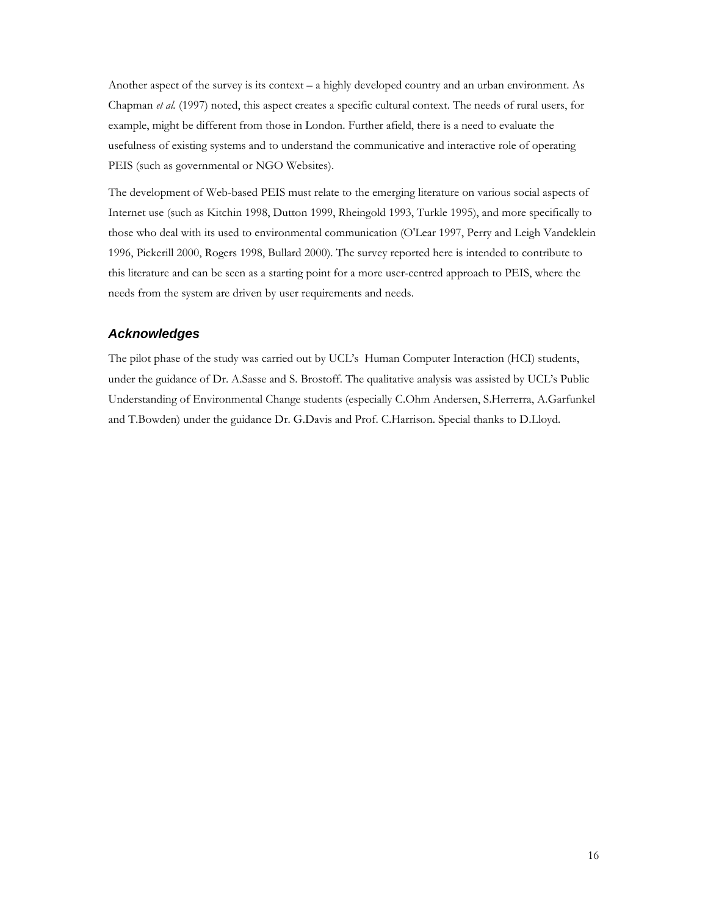Another aspect of the survey is its context – a highly developed country and an urban environment. As Chapman *et al.* (1997) noted, this aspect creates a specific cultural context. The needs of rural users, for example, might be different from those in London. Further afield, there is a need to evaluate the usefulness of existing systems and to understand the communicative and interactive role of operating PEIS (such as governmental or NGO Websites).

The development of Web-based PEIS must relate to the emerging literature on various social aspects of Internet use (such as Kitchin 1998, Dutton 1999, Rheingold 1993, Turkle 1995), and more specifically to those who deal with its used to environmental communication (O'Lear 1997, Perry and Leigh Vandeklein 1996, Pickerill 2000, Rogers 1998, Bullard 2000). The survey reported here is intended to contribute to this literature and can be seen as a starting point for a more user-centred approach to PEIS, where the needs from the system are driven by user requirements and needs.

## *Acknowledges*

The pilot phase of the study was carried out by UCL's Human Computer Interaction (HCI) students, under the guidance of Dr. A.Sasse and S. Brostoff. The qualitative analysis was assisted by UCL's Public Understanding of Environmental Change students (especially C.Ohm Andersen, S.Herrerra, A.Garfunkel and T.Bowden) under the guidance Dr. G.Davis and Prof. C.Harrison. Special thanks to D.Lloyd.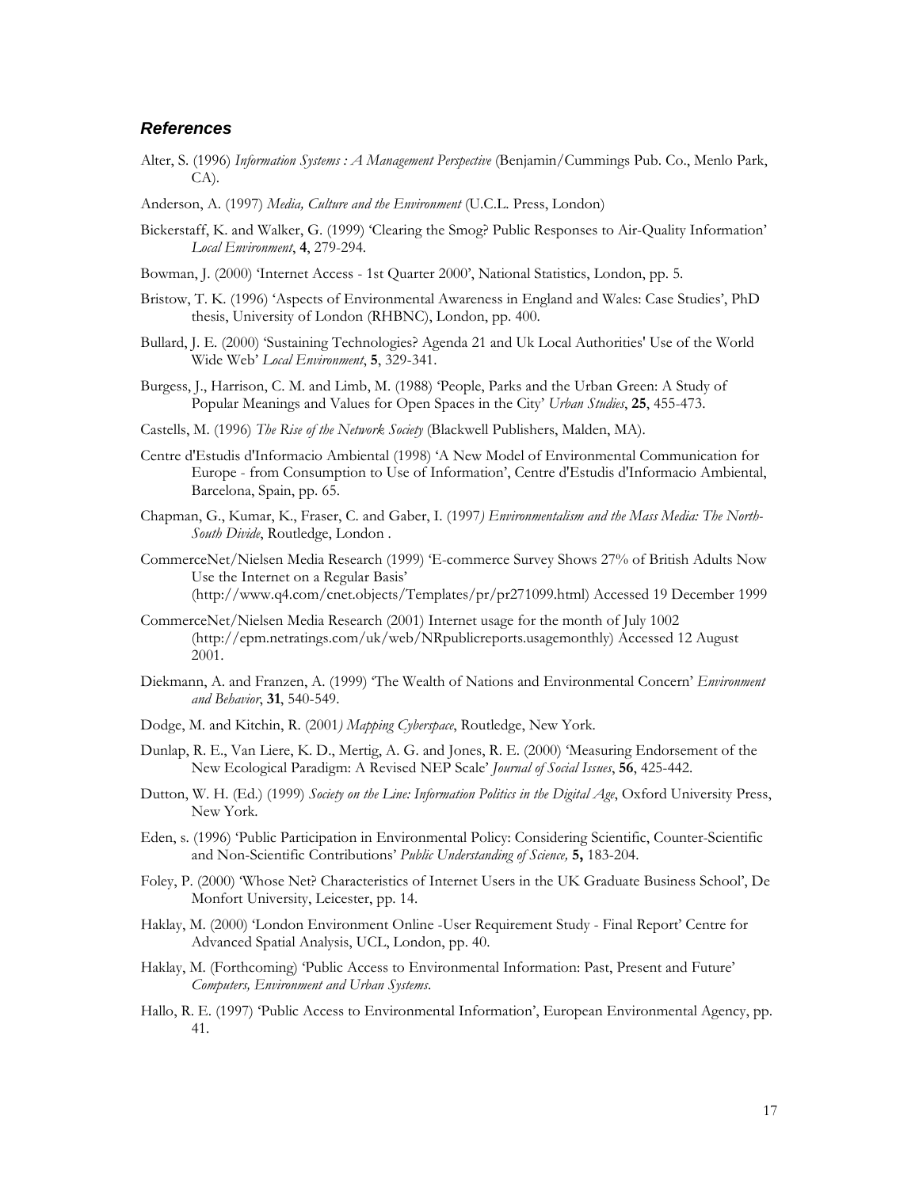## *References*

Alter, S. (1996) *Information Systems : A Management Perspective* (Benjamin/Cummings Pub. Co., Menlo Park, CA).

Anderson, A. (1997) *Media, Culture and the Environment* (U.C.L. Press, London)

Bickerstaff, K. and Walker, G. (1999) 'Clearing the Smog? Public Responses to Air-Quality Information' *Local Environment*, **4**, 279-294.

Bowman, J. (2000) 'Internet Access - 1st Quarter 2000', National Statistics, London, pp. 5.

Bristow, T. K. (1996) 'Aspects of Environmental Awareness in England and Wales: Case Studies', PhD thesis, University of London (RHBNC), London, pp. 400.

Bullard, J. E. (2000) 'Sustaining Technologies? Agenda 21 and Uk Local Authorities' Use of the World Wide Web' *Local Environment*, **5**, 329-341.

Burgess, J., Harrison, C. M. and Limb, M. (1988) 'People, Parks and the Urban Green: A Study of Popular Meanings and Values for Open Spaces in the City' *Urban Studies*, **25**, 455-473.

Castells, M. (1996) *The Rise of the Network Society* (Blackwell Publishers, Malden, MA).

Centre d'Estudis d'Informacio Ambiental (1998) 'A New Model of Environmental Communication for Europe - from Consumption to Use of Information', Centre d'Estudis d'Informacio Ambiental, Barcelona, Spain, pp. 65.

Chapman, G., Kumar, K., Fraser, C. and Gaber, I. (1997*) Environmentalism and the Mass Media: The North-South Divide*, Routledge, London .

CommerceNet/Nielsen Media Research (1999) 'E-commerce Survey Shows 27% of British Adults Now Use the Internet on a Regular Basis' (http://www.q4.com/cnet.objects/Templates/pr/pr271099.html) Accessed 19 December 1999

CommerceNet/Nielsen Media Research (2001) Internet usage for the month of July 1002 (http://epm.netratings.com/uk/web/NRpublicreports.usagemonthly) Accessed 12 August 2001.

Diekmann, A. and Franzen, A. (1999) 'The Wealth of Nations and Environmental Concern' *Environment and Behavior*, **31**, 540-549.

Dodge, M. and Kitchin, R. (2001*) Mapping Cyberspace*, Routledge, New York.

Dunlap, R. E., Van Liere, K. D., Mertig, A. G. and Jones, R. E. (2000) 'Measuring Endorsement of the New Ecological Paradigm: A Revised NEP Scale' *Journal of Social Issues*, **56**, 425-442.

Dutton, W. H. (Ed.) (1999) *Society on the Line: Information Politics in the Digital Age*, Oxford University Press, New York.

Eden, s. (1996) 'Public Participation in Environmental Policy: Considering Scientific, Counter-Scientific and Non-Scientific Contributions' *Public Understanding of Science,* **5,** 183-204.

Foley, P. (2000) 'Whose Net? Characteristics of Internet Users in the UK Graduate Business School', De Monfort University, Leicester, pp. 14.

Haklay, M. (2000) 'London Environment Online -User Requirement Study - Final Report' Centre for Advanced Spatial Analysis, UCL, London, pp. 40.

Haklay, M. (Forthcoming) 'Public Access to Environmental Information: Past, Present and Future' *Computers, Environment and Urban Systems*.

Hallo, R. E. (1997) 'Public Access to Environmental Information', European Environmental Agency, pp. 41.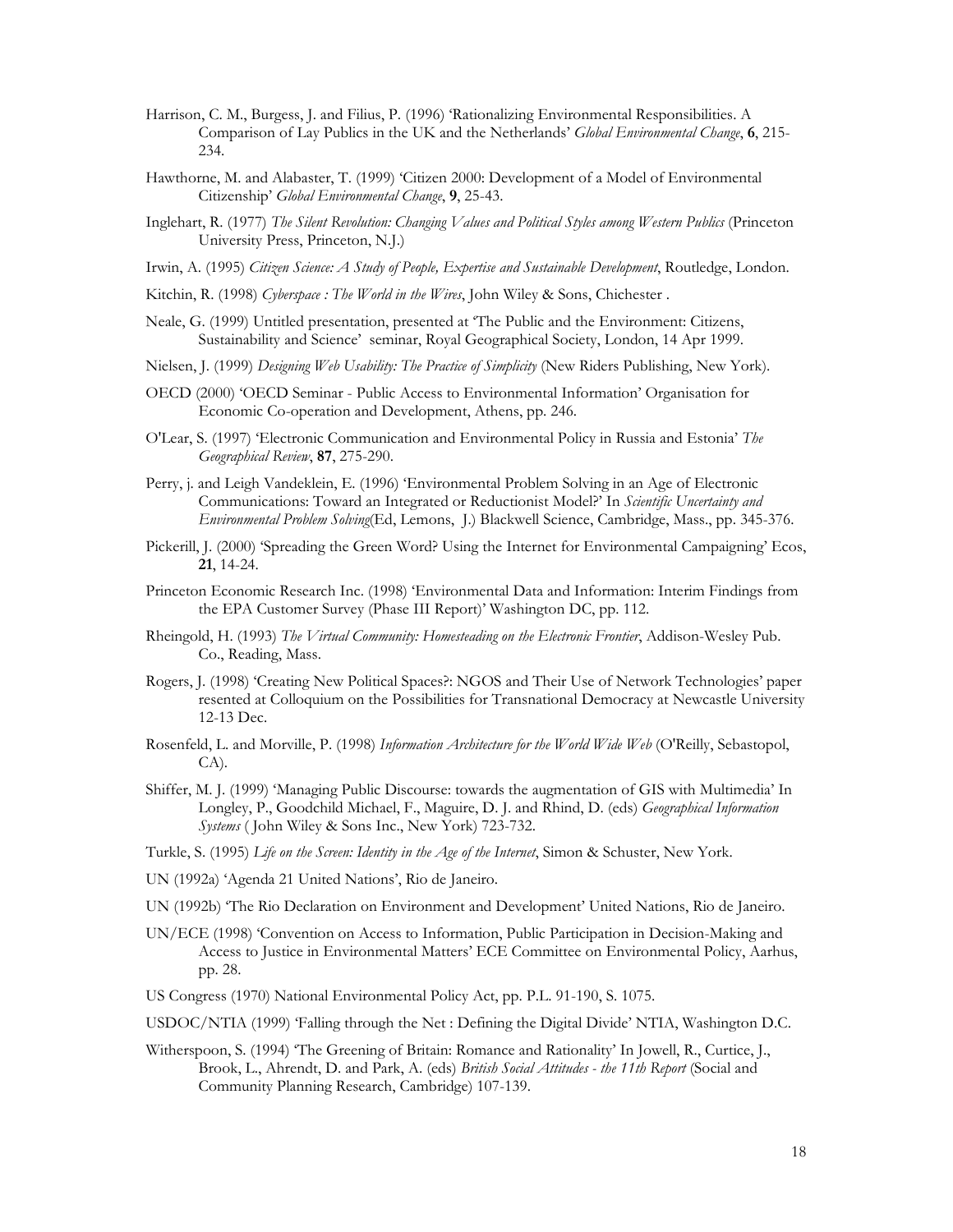Harrison, C. M., Burgess, J. and Filius, P. (1996) 'Rationalizing Environmental Responsibilities. A Comparison of Lay Publics in the UK and the Netherlands' *Global Environmental Change*, **6**, 215-234.

Hawthorne, M. and Alabaster, T. (1999) 'Citizen 2000: Development of a Model of Environmental Citizenship' *Global Environmental Change*, **9**, 25-43.

Inglehart, R. (1977) *The Silent Revolution: Changing Values and Political Styles among Western Publics* (Princeton University Press, Princeton, N.J.)

Irwin, A. (1995) *Citizen Science: A Study of People, Expertise and Sustainable Development*, Routledge, London.

Kitchin, R. (1998) *Cyberspace : The World in the Wires*, John Wiley & Sons, Chichester .

Neale, G. (1999) Untitled presentation, presented at 'The Public and the Environment: Citizens, Sustainability and Science' seminar, Royal Geographical Society, London, 14 Apr 1999.

Nielsen, J. (1999) *Designing Web Usability: The Practice of Simplicity* (New Riders Publishing, New York).

OECD (2000) 'OECD Seminar - Public Access to Environmental Information' Organisation for Economic Co-operation and Development, Athens, pp. 246.

O'Lear, S. (1997) 'Electronic Communication and Environmental Policy in Russia and Estonia' *The Geographical Review*, **87**, 275-290.

Perry, j. and Leigh Vandeklein, E. (1996) 'Environmental Problem Solving in an Age of Electronic Communications: Toward an Integrated or Reductionist Model?' In *Scientific Uncertainty and Environmental Problem Solving*(Ed, Lemons, J.) Blackwell Science, Cambridge, Mass., pp. 345-376.

Pickerill, J. (2000) 'Spreading the Green Word? Using the Internet for Environmental Campaigning' Ecos, **21**, 14-24.

Princeton Economic Research Inc. (1998) 'Environmental Data and Information: Interim Findings from the EPA Customer Survey (Phase III Report)' Washington DC, pp. 112.

Rheingold, H. (1993) *The Virtual Community: Homesteading on the Electronic Frontier*, Addison-Wesley Pub. Co., Reading, Mass.

Rogers, J. (1998) 'Creating New Political Spaces?: NGOS and Their Use of Network Technologies' paper resented at Colloquium on the Possibilities for Transnational Democracy at Newcastle University 12-13 Dec.

Rosenfeld, L. and Morville, P. (1998) *Information Architecture for the World Wide Web* (O'Reilly, Sebastopol, CA).

Shiffer, M. J. (1999) 'Managing Public Discourse: towards the augmentation of GIS with Multimedia' In Longley, P., Goodchild Michael, F., Maguire, D. J. and Rhind, D. (eds) *Geographical Information Systems* ( John Wiley & Sons Inc., New York) 723-732.

Turkle, S. (1995) *Life on the Screen: Identity in the Age of the Internet*, Simon & Schuster, New York.

UN (1992a) 'Agenda 21 United Nations', Rio de Janeiro.

UN (1992b) 'The Rio Declaration on Environment and Development' United Nations, Rio de Janeiro.

UN/ECE (1998) 'Convention on Access to Information, Public Participation in Decision-Making and Access to Justice in Environmental Matters' ECE Committee on Environmental Policy, Aarhus, pp. 28.

US Congress (1970) National Environmental Policy Act, pp. P.L. 91-190, S. 1075.

USDOC/NTIA (1999) 'Falling through the Net : Defining the Digital Divide' NTIA, Washington D.C.

Witherspoon, S. (1994) 'The Greening of Britain: Romance and Rationality' In Jowell, R., Curtice, J., Brook, L., Ahrendt, D. and Park, A. (eds) *British Social Attitudes - the 11th Report* (Social and Community Planning Research, Cambridge) 107-139.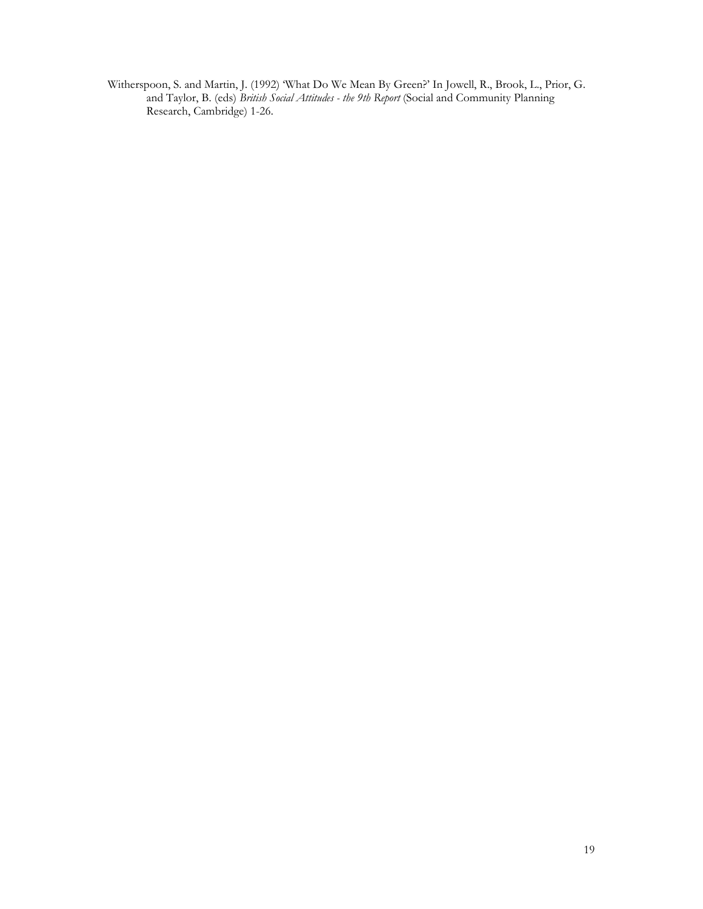Witherspoon, S. and Martin, J. (1992) 'What Do We Mean By Green?' In Jowell, R., Brook, L., Prior, G. and Taylor, B. (eds) *British Social Attitudes - the 9th Report* (Social and Community Planning Research, Cambridge) 1-26.